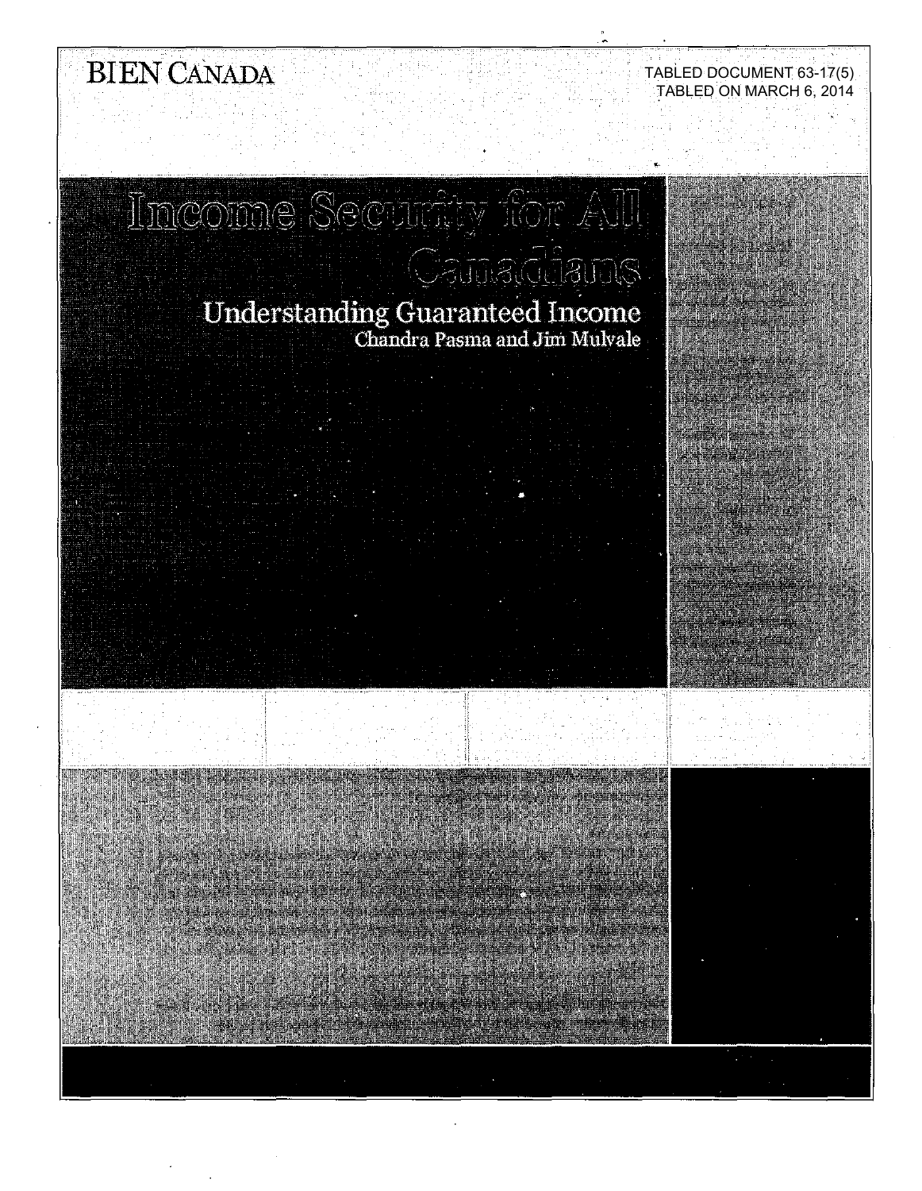BIEN CANADA

TABLED DOCUMENT 63-17(5)
TABLED ON MARCH 6, 2014

# Income Security for All Canadians

## Understanding Guaranteed Income

Chandra Pasma and Jim Mulvale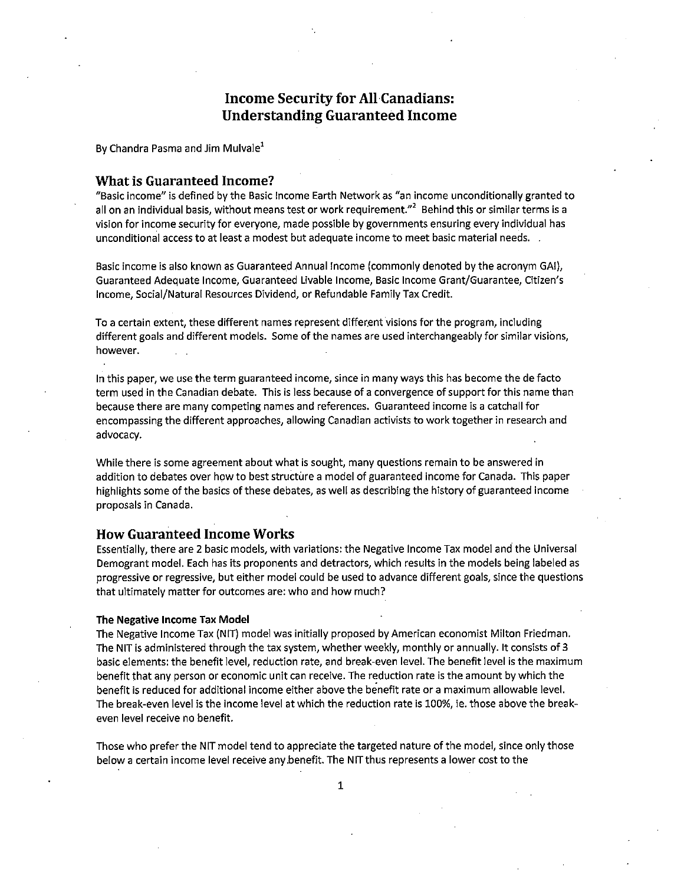# Income Security for All Canadians: Understanding Guaranteed Income

By Chandra Pasma and Jim Mulvale[1]

## What is Guaranteed Income?

"Basic income" is defined by the Basic Income Earth Network as "an income unconditionally granted to all on an individual basis, without means test or work requirement."[2] Behind this or similar terms is a vision for income security for everyone, made possible by governments ensuring every individual has unconditional access to at least a modest but adequate income to meet basic material needs.

Basic income is also known as Guaranteed Annual Income (commonly denoted by the acronym GAI), Guaranteed Adequate Income, Guaranteed Livable Income, Basic Income Grant/Guarantee, Citizen's Income, Social/Natural Resources Dividend, or Refundable Family Tax Credit.

To a certain extent, these different names represent different visions for the program, including different goals and different models. Some of the names are used interchangeably for similar visions, however.

In this paper, we use the term guaranteed income, since in many ways this has become the de facto term used in the Canadian debate. This is less because of a convergence of support for this name than because there are many competing names and references. Guaranteed income is a catchall for encompassing the different approaches, allowing Canadian activists to work together in research and advocacy.

While there is some agreement about what is sought, many questions remain to be answered in addition to debates over how to best structure a model of guaranteed income for Canada. This paper highlights some of the basics of these debates, as well as describing the history of guaranteed income proposals in Canada.

## How Guaranteed Income Works

Essentially, there are 2 basic models, with variations: the Negative Income Tax model and the Universal Demogrant model. Each has its proponents and detractors, which results in the models being labeled as progressive or regressive, but either model could be used to advance different goals, since the questions that ultimately matter for outcomes are: who and how much?

### The Negative Income Tax Model

The Negative Income Tax (NIT) model was initially proposed by American economist Milton Friedman. The NIT is administered through the tax system, whether weekly, monthly or annually. It consists of 3 basic elements: the benefit level, reduction rate, and break-even level. The benefit level is the maximum benefit that any person or economic unit can receive. The reduction rate is the amount by which the benefit is reduced for additional income either above the benefit rate or a maximum allowable level. The break-even level is the income level at which the reduction rate is 100%, ie. those above the break-even level receive no benefit.

Those who prefer the NIT model tend to appreciate the targeted nature of the model, since only those below a certain income level receive any benefit. The NIT thus represents a lower cost to the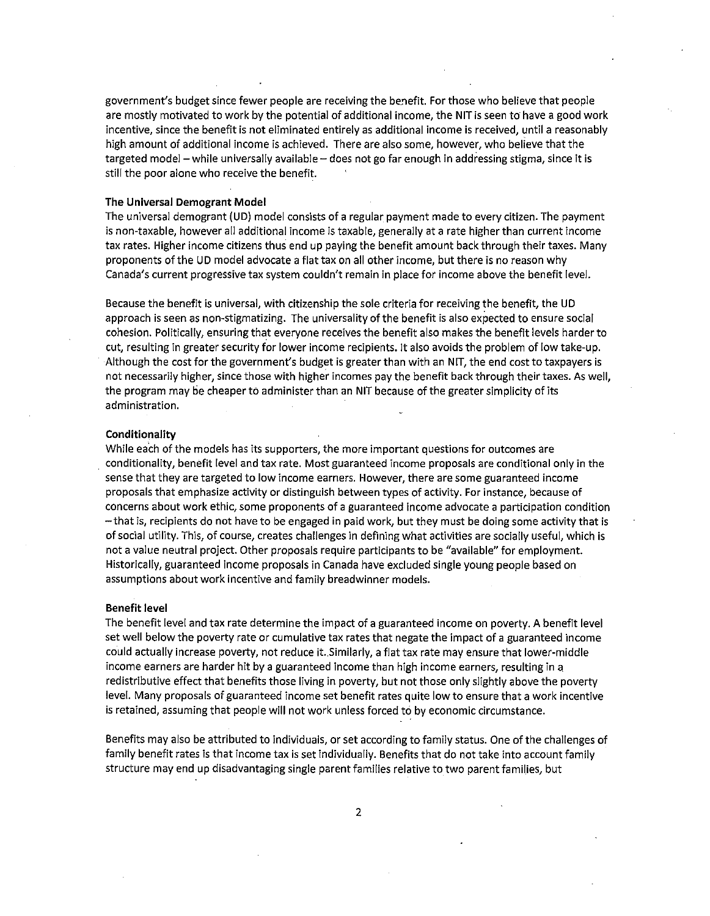government's budget since fewer people are receiving the benefit. For those who believe that people are mostly motivated to work by the potential of additional income, the NIT is seen to have a good work incentive, since the benefit is not eliminated entirely as additional income is received, until a reasonably high amount of additional income is achieved. There are also some, however, who believe that the targeted model – while universally available – does not go far enough in addressing stigma, since it is still the poor alone who receive the benefit.

**The Universal Demogrant Model**

The universal demogrant (UD) model consists of a regular payment made to every citizen. The payment is non-taxable, however all additional income is taxable, generally at a rate higher than current income tax rates. Higher income citizens thus end up paying the benefit amount back through their taxes. Many proponents of the UD model advocate a flat tax on all other income, but there is no reason why Canada's current progressive tax system couldn't remain in place for income above the benefit level.

Because the benefit is universal, with citizenship the sole criteria for receiving the benefit, the UD approach is seen as non-stigmatizing. The universality of the benefit is also expected to ensure social cohesion. Politically, ensuring that everyone receives the benefit also makes the benefit levels harder to cut, resulting in greater security for lower income recipients. It also avoids the problem of low take-up. Although the cost for the government's budget is greater than with an NIT, the end cost to taxpayers is not necessarily higher, since those with higher incomes pay the benefit back through their taxes. As well, the program may be cheaper to administer than an NIT because of the greater simplicity of its administration.

**Conditionality**

While each of the models has its supporters, the more important questions for outcomes are conditionality, benefit level and tax rate. Most guaranteed income proposals are conditional only in the sense that they are targeted to low income earners. However, there are some guaranteed income proposals that emphasize activity or distinguish between types of activity. For instance, because of concerns about work ethic, some proponents of a guaranteed income advocate a participation condition – that is, recipients do not have to be engaged in paid work, but they must be doing some activity that is of social utility. This, of course, creates challenges in defining what activities are socially useful, which is not a value neutral project. Other proposals require participants to be "available" for employment. Historically, guaranteed income proposals in Canada have excluded single young people based on assumptions about work incentive and family breadwinner models.

**Benefit level**

The benefit level and tax rate determine the impact of a guaranteed income on poverty. A benefit level set well below the poverty rate or cumulative tax rates that negate the impact of a guaranteed income could actually increase poverty, not reduce it. Similarly, a flat tax rate may ensure that lower-middle income earners are harder hit by a guaranteed income than high income earners, resulting in a redistributive effect that benefits those living in poverty, but not those only slightly above the poverty level. Many proposals of guaranteed income set benefit rates quite low to ensure that a work incentive is retained, assuming that people will not work unless forced to by economic circumstance.

Benefits may also be attributed to individuals, or set according to family status. One of the challenges of family benefit rates is that income tax is set individually. Benefits that do not take into account family structure may end up disadvantaging single parent families relative to two parent families, but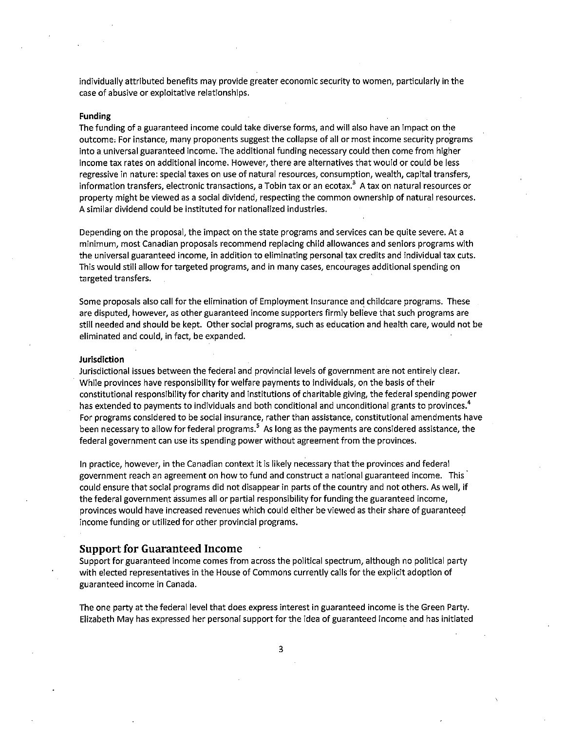individually attributed benefits may provide greater economic security to women, particularly in the case of abusive or exploitative relationships.

**Funding**

The funding of a guaranteed income could take diverse forms, and will also have an impact on the outcome. For instance, many proponents suggest the collapse of all or most income security programs into a universal guaranteed income. The additional funding necessary could then come from higher income tax rates on additional income. However, there are alternatives that would or could be less regressive in nature: special taxes on use of natural resources, consumption, wealth, capital transfers, information transfers, electronic transactions, a Tobin tax or an ecotax.[3] A tax on natural resources or property might be viewed as a social dividend, respecting the common ownership of natural resources. A similar dividend could be instituted for nationalized industries.

Depending on the proposal, the impact on the state programs and services can be quite severe. At a minimum, most Canadian proposals recommend replacing child allowances and seniors programs with the universal guaranteed income, in addition to eliminating personal tax credits and individual tax cuts. This would still allow for targeted programs, and in many cases, encourages additional spending on targeted transfers.

Some proposals also call for the elimination of Employment Insurance and childcare programs. These are disputed, however, as other guaranteed income supporters firmly believe that such programs are still needed and should be kept. Other social programs, such as education and health care, would not be eliminated and could, in fact, be expanded.

**Jurisdiction**

Jurisdictional issues between the federal and provincial levels of government are not entirely clear. While provinces have responsibility for welfare payments to individuals, on the basis of their constitutional responsibility for charity and institutions of charitable giving, the federal spending power has extended to payments to individuals and both conditional and unconditional grants to provinces.[4] For programs considered to be social insurance, rather than assistance, constitutional amendments have been necessary to allow for federal programs.[5] As long as the payments are considered assistance, the federal government can use its spending power without agreement from the provinces.

In practice, however, in the Canadian context it is likely necessary that the provinces and federal government reach an agreement on how to fund and construct a national guaranteed income. This could ensure that social programs did not disappear in parts of the country and not others. As well, if the federal government assumes all or partial responsibility for funding the guaranteed income, provinces would have increased revenues which could either be viewed as their share of guaranteed income funding or utilized for other provincial programs.

## Support for Guaranteed Income

Support for guaranteed income comes from across the political spectrum, although no political party with elected representatives in the House of Commons currently calls for the explicit adoption of guaranteed income in Canada.

The one party at the federal level that does express interest in guaranteed income is the Green Party. Elizabeth May has expressed her personal support for the idea of guaranteed income and has initiated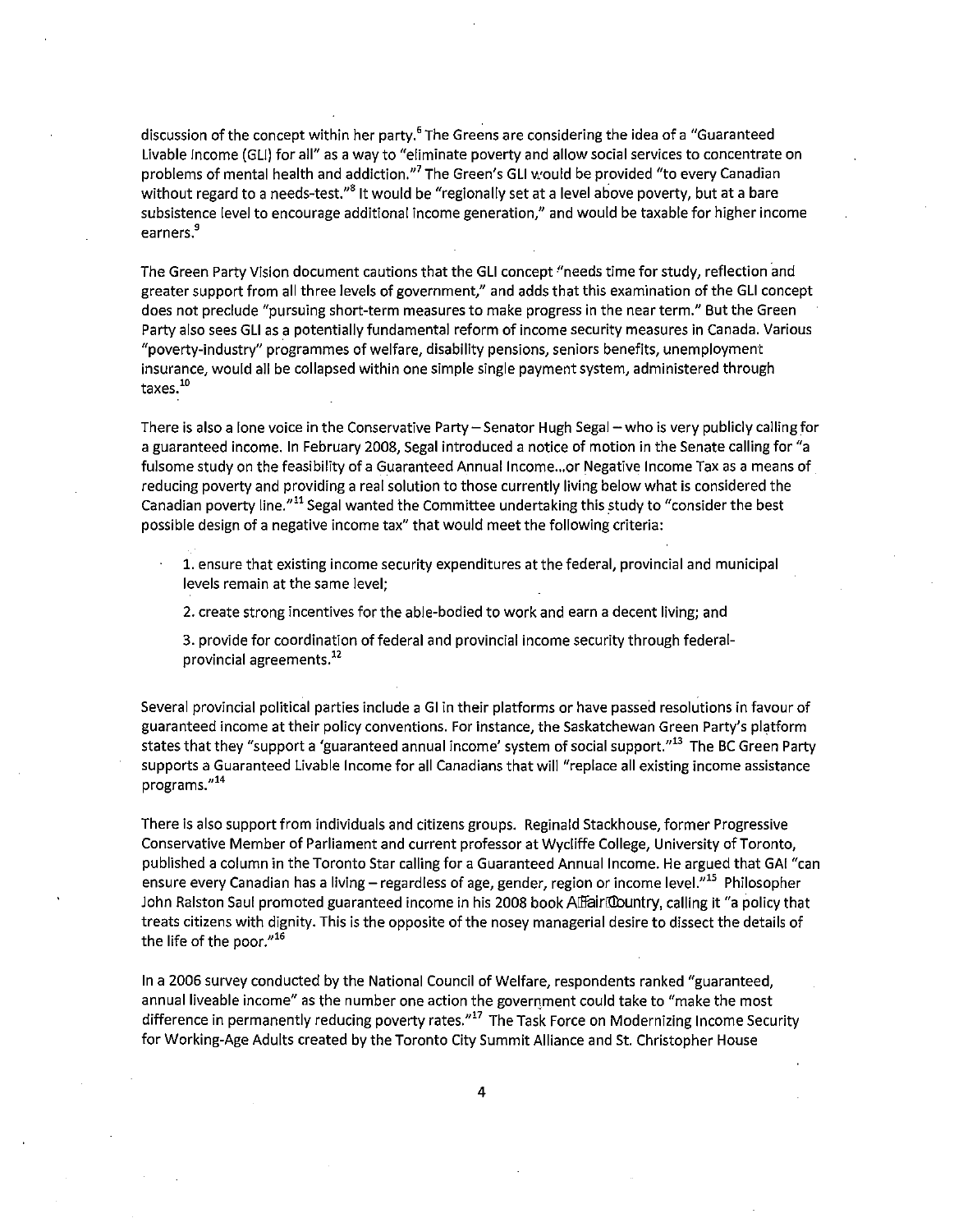discussion of the concept within her party.[6] The Greens are considering the idea of a "Guaranteed Livable Income (GLI) for all" as a way to "eliminate poverty and allow social services to concentrate on problems of mental health and addiction."[7] The Green's GLI would be provided "to every Canadian without regard to a needs-test."[8] It would be "regionally set at a level above poverty, but at a bare subsistence level to encourage additional income generation," and would be taxable for higher income earners.[9]

The Green Party Vision document cautions that the GLI concept "needs time for study, reflection and greater support from all three levels of government," and adds that this examination of the GLI concept does not preclude "pursuing short-term measures to make progress in the near term." But the Green Party also sees GLI as a potentially fundamental reform of income security measures in Canada. Various "poverty-industry" programmes of welfare, disability pensions, seniors benefits, unemployment insurance, would all be collapsed within one simple single payment system, administered through taxes.[10]

There is also a lone voice in the Conservative Party – Senator Hugh Segal – who is very publicly calling for a guaranteed income. In February 2008, Segal introduced a notice of motion in the Senate calling for "a fulsome study on the feasibility of a Guaranteed Annual Income...or Negative Income Tax as a means of reducing poverty and providing a real solution to those currently living below what is considered the Canadian poverty line."[11] Segal wanted the Committee undertaking this study to "consider the best possible design of a negative income tax" that would meet the following criteria:

1. ensure that existing income security expenditures at the federal, provincial and municipal levels remain at the same level;
2. create strong incentives for the able-bodied to work and earn a decent living; and
3. provide for coordination of federal and provincial income security through federal-provincial agreements.[12]

Several provincial political parties include a GI in their platforms or have passed resolutions in favour of guaranteed income at their policy conventions. For instance, the Saskatchewan Green Party's platform states that they "support a 'guaranteed annual income' system of social support."[13] The BC Green Party supports a Guaranteed Livable Income for all Canadians that will "replace all existing income assistance programs."[14]

There is also support from individuals and citizens groups. Reginald Stackhouse, former Progressive Conservative Member of Parliament and current professor at Wycliffe College, University of Toronto, published a column in the Toronto Star calling for a Guaranteed Annual Income. He argued that GAI "can ensure every Canadian has a living – regardless of age, gender, region or income level."[15] Philosopher John Ralston Saul promoted guaranteed income in his 2008 book A Fair Country, calling it "a policy that treats citizens with dignity. This is the opposite of the nosey managerial desire to dissect the details of the life of the poor."[16]

In a 2006 survey conducted by the National Council of Welfare, respondents ranked "guaranteed, annual liveable income" as the number one action the government could take to "make the most difference in permanently reducing poverty rates."[17] The Task Force on Modernizing Income Security for Working-Age Adults created by the Toronto City Summit Alliance and St. Christopher House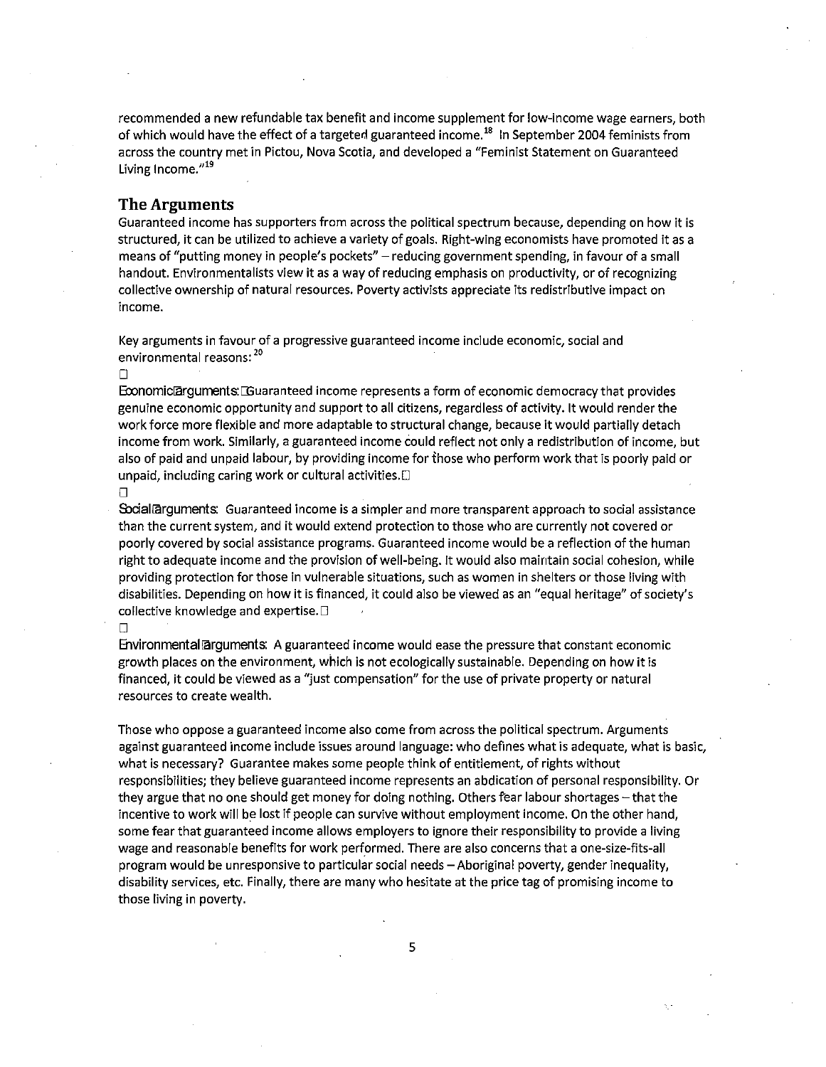recommended a new refundable tax benefit and income supplement for low-income wage earners, both of which would have the effect of a targeted guaranteed income.[18] In September 2004 feminists from across the country met in Pictou, Nova Scotia, and developed a "Feminist Statement on Guaranteed Living Income."[19]

## The Arguments

Guaranteed income has supporters from across the political spectrum because, depending on how it is structured, it can be utilized to achieve a variety of goals. Right-wing economists have promoted it as a means of "putting money in people's pockets" – reducing government spending, in favour of a small handout. Environmentalists view it as a way of reducing emphasis on productivity, or of recognizing collective ownership of natural resources. Poverty activists appreciate its redistributive impact on income.

Key arguments in favour of a progressive guaranteed income include economic, social and environmental reasons:[20]

- **Economic arguments:** Guaranteed income represents a form of economic democracy that provides genuine economic opportunity and support to all citizens, regardless of activity. It would render the work force more flexible and more adaptable to structural change, because it would partially detach income from work. Similarly, a guaranteed income could reflect not only a redistribution of income, but also of paid and unpaid labour, by providing income for those who perform work that is poorly paid or unpaid, including caring work or cultural activities.

- **Social arguments:** Guaranteed income is a simpler and more transparent approach to social assistance than the current system, and it would extend protection to those who are currently not covered or poorly covered by social assistance programs. Guaranteed income would be a reflection of the human right to adequate income and the provision of well-being. It would also maintain social cohesion, while providing protection for those in vulnerable situations, such as women in shelters or those living with disabilities. Depending on how it is financed, it could also be viewed as an "equal heritage" of society's collective knowledge and expertise.

- **Environmental arguments:** A guaranteed income would ease the pressure that constant economic growth places on the environment, which is not ecologically sustainable. Depending on how it is financed, it could be viewed as a "just compensation" for the use of private property or natural resources to create wealth.

Those who oppose a guaranteed income also come from across the political spectrum. Arguments against guaranteed income include issues around language: who defines what is adequate, what is basic, what is necessary? Guarantee makes some people think of entitlement, of rights without responsibilities; they believe guaranteed income represents an abdication of personal responsibility. Or they argue that no one should get money for doing nothing. Others fear labour shortages – that the incentive to work will be lost if people can survive without employment income. On the other hand, some fear that guaranteed income allows employers to ignore their responsibility to provide a living wage and reasonable benefits for work performed. There are also concerns that a one-size-fits-all program would be unresponsive to particular social needs – Aboriginal poverty, gender inequality, disability services, etc. Finally, there are many who hesitate at the price tag of promising income to those living in poverty.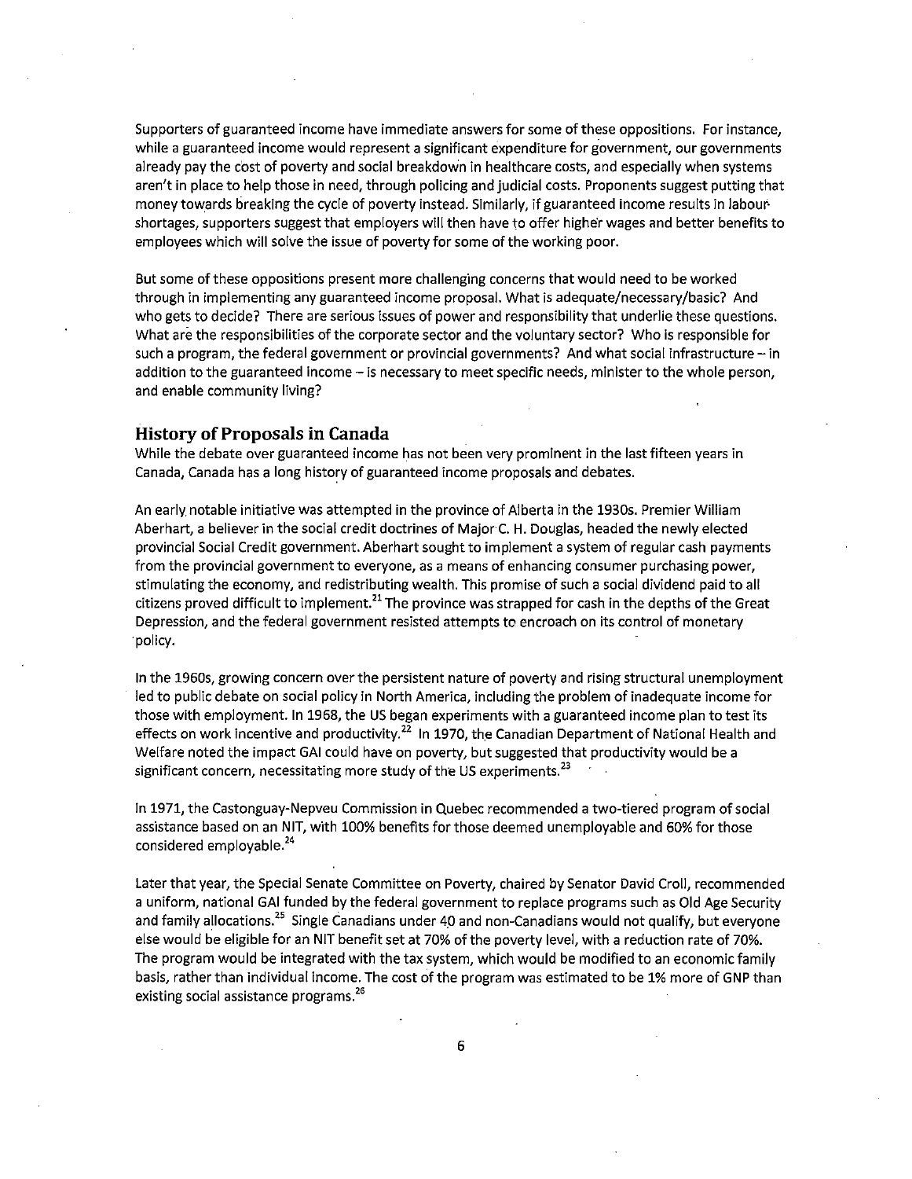Supporters of guaranteed income have immediate answers for some of these oppositions. For instance, while a guaranteed income would represent a significant expenditure for government, our governments already pay the cost of poverty and social breakdown in healthcare costs, and especially when systems aren't in place to help those in need, through policing and judicial costs. Proponents suggest putting that money towards breaking the cycle of poverty instead. Similarly, if guaranteed income results in labour shortages, supporters suggest that employers will then have to offer higher wages and better benefits to employees which will solve the issue of poverty for some of the working poor.

But some of these oppositions present more challenging concerns that would need to be worked through in implementing any guaranteed income proposal. What is adequate/necessary/basic? And who gets to decide? There are serious issues of power and responsibility that underlie these questions. What are the responsibilities of the corporate sector and the voluntary sector? Who is responsible for such a program, the federal government or provincial governments? And what social infrastructure – in addition to the guaranteed income – is necessary to meet specific needs, minister to the whole person, and enable community living?

## History of Proposals in Canada

While the debate over guaranteed income has not been very prominent in the last fifteen years in Canada, Canada has a long history of guaranteed income proposals and debates.

An early notable initiative was attempted in the province of Alberta in the 1930s. Premier William Aberhart, a believer in the social credit doctrines of Major C. H. Douglas, headed the newly elected provincial Social Credit government. Aberhart sought to implement a system of regular cash payments from the provincial government to everyone, as a means of enhancing consumer purchasing power, stimulating the economy, and redistributing wealth. This promise of such a social dividend paid to all citizens proved difficult to implement.[21] The province was strapped for cash in the depths of the Great Depression, and the federal government resisted attempts to encroach on its control of monetary policy.

In the 1960s, growing concern over the persistent nature of poverty and rising structural unemployment led to public debate on social policy in North America, including the problem of inadequate income for those with employment. In 1968, the US began experiments with a guaranteed income plan to test its effects on work incentive and productivity.[22] In 1970, the Canadian Department of National Health and Welfare noted the impact GAI could have on poverty, but suggested that productivity would be a significant concern, necessitating more study of the US experiments.[23]

In 1971, the Castonguay-Nepveu Commission in Quebec recommended a two-tiered program of social assistance based on an NIT, with 100% benefits for those deemed unemployable and 60% for those considered employable.[24]

Later that year, the Special Senate Committee on Poverty, chaired by Senator David Croll, recommended a uniform, national GAI funded by the federal government to replace programs such as Old Age Security and family allocations.[25] Single Canadians under 40 and non-Canadians would not qualify, but everyone else would be eligible for an NIT benefit set at 70% of the poverty level, with a reduction rate of 70%. The program would be integrated with the tax system, which would be modified to an economic family basis, rather than individual income. The cost of the program was estimated to be 1% more of GNP than existing social assistance programs.[26]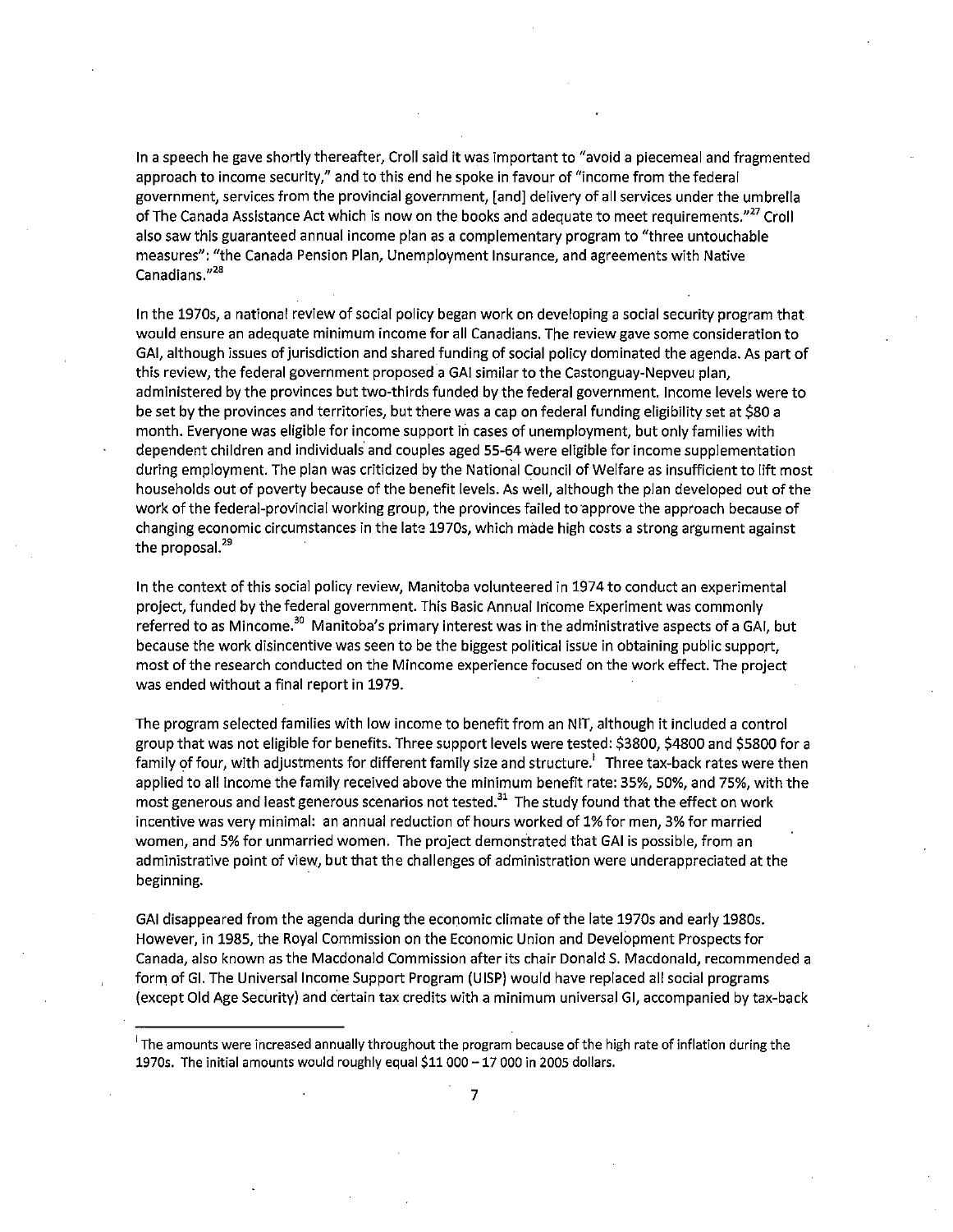In a speech he gave shortly thereafter, Croll said it was important to "avoid a piecemeal and fragmented approach to income security," and to this end he spoke in favour of "income from the federal government, services from the provincial government, [and] delivery of all services under the umbrella of The Canada Assistance Act which is now on the books and adequate to meet requirements."[27] Croll also saw this guaranteed annual income plan as a complementary program to "three untouchable measures": "the Canada Pension Plan, Unemployment Insurance, and agreements with Native Canadians."[28]

In the 1970s, a national review of social policy began work on developing a social security program that would ensure an adequate minimum income for all Canadians. The review gave some consideration to GAI, although issues of jurisdiction and shared funding of social policy dominated the agenda. As part of this review, the federal government proposed a GAI similar to the Castonguay-Nepveu plan, administered by the provinces but two-thirds funded by the federal government. Income levels were to be set by the provinces and territories, but there was a cap on federal funding eligibility set at $80 a month. Everyone was eligible for income support in cases of unemployment, but only families with dependent children and individuals and couples aged 55-64 were eligible for income supplementation during employment. The plan was criticized by the National Council of Welfare as insufficient to lift most households out of poverty because of the benefit levels. As well, although the plan developed out of the work of the federal-provincial working group, the provinces failed to approve the approach because of changing economic circumstances in the late 1970s, which made high costs a strong argument against the proposal.[29]

In the context of this social policy review, Manitoba volunteered in 1974 to conduct an experimental project, funded by the federal government. This Basic Annual Income Experiment was commonly referred to as Mincome.[30] Manitoba's primary interest was in the administrative aspects of a GAI, but because the work disincentive was seen to be the biggest political issue in obtaining public support, most of the research conducted on the Mincome experience focused on the work effect. The project was ended without a final report in 1979.

The program selected families with low income to benefit from an NIT, although it included a control group that was not eligible for benefits. Three support levels were tested: $3800, $4800 and $5800 for a family of four, with adjustments for different family size and structure.[i] Three tax-back rates were then applied to all income the family received above the minimum benefit rate: 35%, 50%, and 75%, with the most generous and least generous scenarios not tested.[31] The study found that the effect on work incentive was very minimal: an annual reduction of hours worked of 1% for men, 3% for married women, and 5% for unmarried women. The project demonstrated that GAI is possible, from an administrative point of view, but that the challenges of administration were underappreciated at the beginning.

GAI disappeared from the agenda during the economic climate of the late 1970s and early 1980s. However, in 1985, the Royal Commission on the Economic Union and Development Prospects for Canada, also known as the Macdonald Commission after its chair Donald S. Macdonald, recommended a form of GI. The Universal Income Support Program (UISP) would have replaced all social programs (except Old Age Security) and certain tax credits with a minimum universal GI, accompanied by tax-back

---

[i] The amounts were increased annually throughout the program because of the high rate of inflation during the 1970s. The initial amounts would roughly equal $11 000 – 17 000 in 2005 dollars.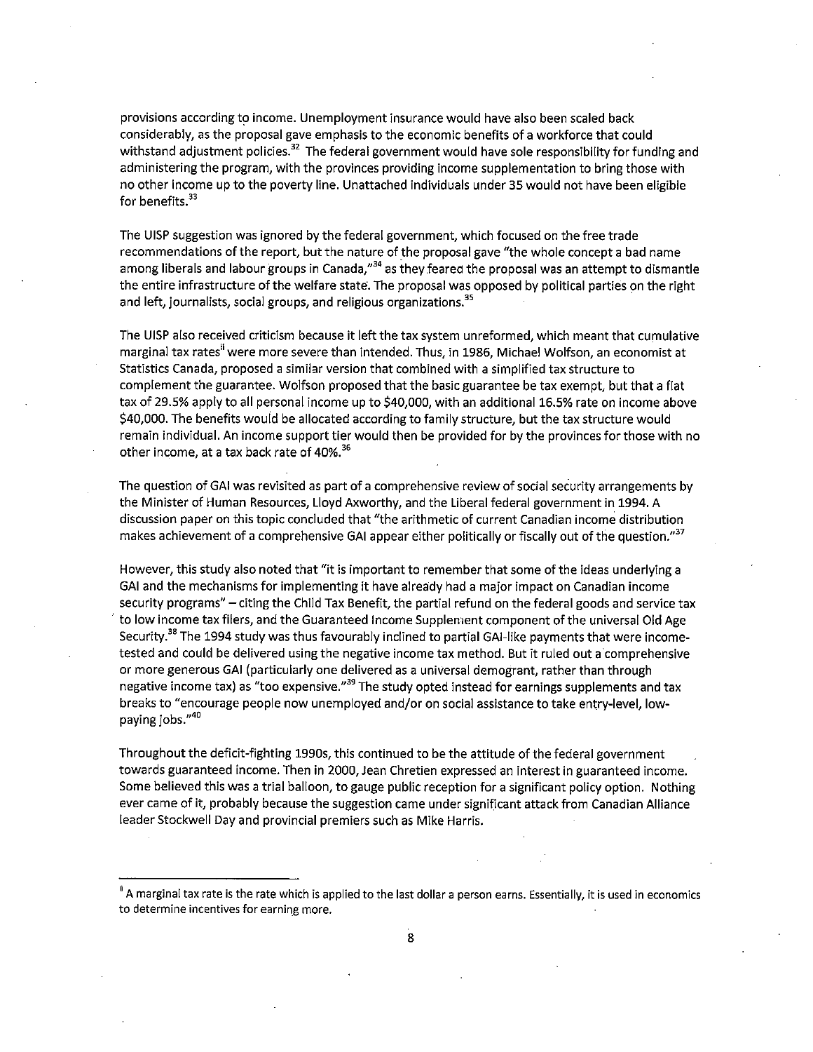provisions according to income. Unemployment insurance would have also been scaled back considerably, as the proposal gave emphasis to the economic benefits of a workforce that could withstand adjustment policies.[32] The federal government would have sole responsibility for funding and administering the program, with the provinces providing income supplementation to bring those with no other income up to the poverty line. Unattached individuals under 35 would not have been eligible for benefits.[33]

The UISP suggestion was ignored by the federal government, which focused on the free trade recommendations of the report, but the nature of the proposal gave "the whole concept a bad name among liberals and labour groups in Canada,"[34] as they feared the proposal was an attempt to dismantle the entire infrastructure of the welfare state. The proposal was opposed by political parties on the right and left, journalists, social groups, and religious organizations.[35]

The UISP also received criticism because it left the tax system unreformed, which meant that cumulative marginal tax rates[ii] were more severe than intended. Thus, in 1986, Michael Wolfson, an economist at Statistics Canada, proposed a similar version that combined with a simplified tax structure to complement the guarantee. Wolfson proposed that the basic guarantee be tax exempt, but that a flat tax of 29.5% apply to all personal income up to $40,000, with an additional 16.5% rate on income above $40,000. The benefits would be allocated according to family structure, but the tax structure would remain individual. An income support tier would then be provided for by the provinces for those with no other income, at a tax back rate of 40%.[36]

The question of GAI was revisited as part of a comprehensive review of social security arrangements by the Minister of Human Resources, Lloyd Axworthy, and the Liberal federal government in 1994. A discussion paper on this topic concluded that "the arithmetic of current Canadian income distribution makes achievement of a comprehensive GAI appear either politically or fiscally out of the question."[37]

However, this study also noted that "it is important to remember that some of the ideas underlying a GAI and the mechanisms for implementing it have already had a major impact on Canadian income security programs" – citing the Child Tax Benefit, the partial refund on the federal goods and service tax to low income tax filers, and the Guaranteed Income Supplement component of the universal Old Age Security.[38] The 1994 study was thus favourably inclined to partial GAI-like payments that were income-tested and could be delivered using the negative income tax method. But it ruled out a comprehensive or more generous GAI (particularly one delivered as a universal demogrant, rather than through negative income tax) as "too expensive."[39] The study opted instead for earnings supplements and tax breaks to "encourage people now unemployed and/or on social assistance to take entry-level, low-paying jobs."[40]

Throughout the deficit-fighting 1990s, this continued to be the attitude of the federal government towards guaranteed income. Then in 2000, Jean Chretien expressed an interest in guaranteed income. Some believed this was a trial balloon, to gauge public reception for a significant policy option. Nothing ever came of it, probably because the suggestion came under significant attack from Canadian Alliance leader Stockwell Day and provincial premiers such as Mike Harris.

---

[ii] A marginal tax rate is the rate which is applied to the last dollar a person earns. Essentially, it is used in economics to determine incentives for earning more.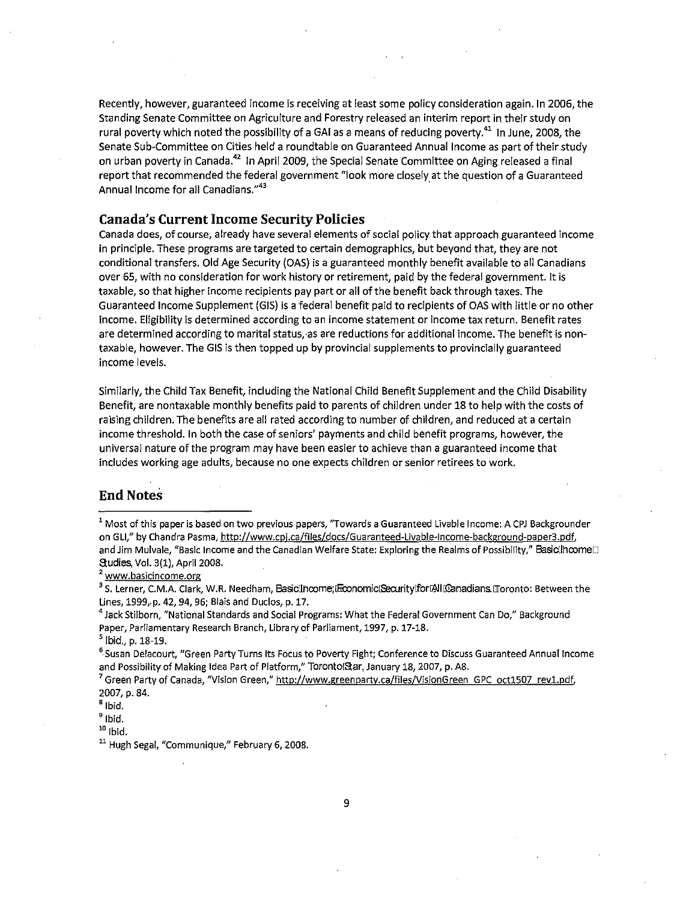Recently, however, guaranteed income is receiving at least some policy consideration again. In 2006, the Standing Senate Committee on Agriculture and Forestry released an interim report in their study on rural poverty which noted the possibility of a GAI as a means of reducing poverty.[41] In June, 2008, the Senate Sub-Committee on Cities held a roundtable on Guaranteed Annual Income as part of their study on urban poverty in Canada.[42] In April 2009, the Special Senate Committee on Aging released a final report that recommended the federal government "look more closely at the question of a Guaranteed Annual Income for all Canadians."[43]

## Canada's Current Income Security Policies

Canada does, of course, already have several elements of social policy that approach guaranteed income in principle. These programs are targeted to certain demographics, but beyond that, they are not conditional transfers. Old Age Security (OAS) is a guaranteed monthly benefit available to all Canadians over 65, with no consideration for work history or retirement, paid by the federal government. It is taxable, so that higher income recipients pay part or all of the benefit back through taxes. The Guaranteed Income Supplement (GIS) is a federal benefit paid to recipients of OAS with little or no other income. Eligibility is determined according to an income statement or income tax return. Benefit rates are determined according to marital status, as are reductions for additional income. The benefit is non-taxable, however. The GIS is then topped up by provincial supplements to provincially guaranteed income levels.

Similarly, the Child Tax Benefit, including the National Child Benefit Supplement and the Child Disability Benefit, are nontaxable monthly benefits paid to parents of children under 18 to help with the costs of raising children. The benefits are all rated according to number of children, and reduced at a certain income threshold. In both the case of seniors' payments and child benefit programs, however, the universal nature of the program may have been easier to achieve than a guaranteed income that includes working age adults, because no one expects children or senior retirees to work.

## End Notes

[1] Most of this paper is based on two previous papers, "Towards a Guaranteed Livable Income: A CPJ Backgrounder on GLI," by Chandra Pasma, http://www.cpj.ca/files/docs/Guaranteed-Livable-Income-background-paper3.pdf, and Jim Mulvale, "Basic Income and the Canadian Welfare State: Exploring the Realms of Possibility," *Basic Income Studies*, Vol. 3(1), April 2008.

[2] www.basicincome.org

[3] S. Lerner, C.M.A. Clark, W.R. Needham, *Basic Income; Economic Security for All Canadians*. Toronto: Between the Lines, 1999, p. 42, 94, 96; Blais and Duclos, p. 17.

[4] Jack Stilborn, "National Standards and Social Programs: What the Federal Government Can Do," Background Paper, Parliamentary Research Branch, Library of Parliament, 1997, p. 17-18.

[5] Ibid., p. 18-19.

[6] Susan Delacourt, "Green Party Turns Its Focus to Poverty Fight; Conference to Discuss Guaranteed Annual Income and Possibility of Making Idea Part of Platform," *Toronto Star*, January 18, 2007, p. A8.

[7] Green Party of Canada, "Vision Green," http://www.greenparty.ca/files/VisionGreen_GPC_oct1507_rev1.pdf, 2007, p. 84.

[8] Ibid.

[9] Ibid.

[10] Ibid.

[11] Hugh Segal, "Communique," February 6, 2008.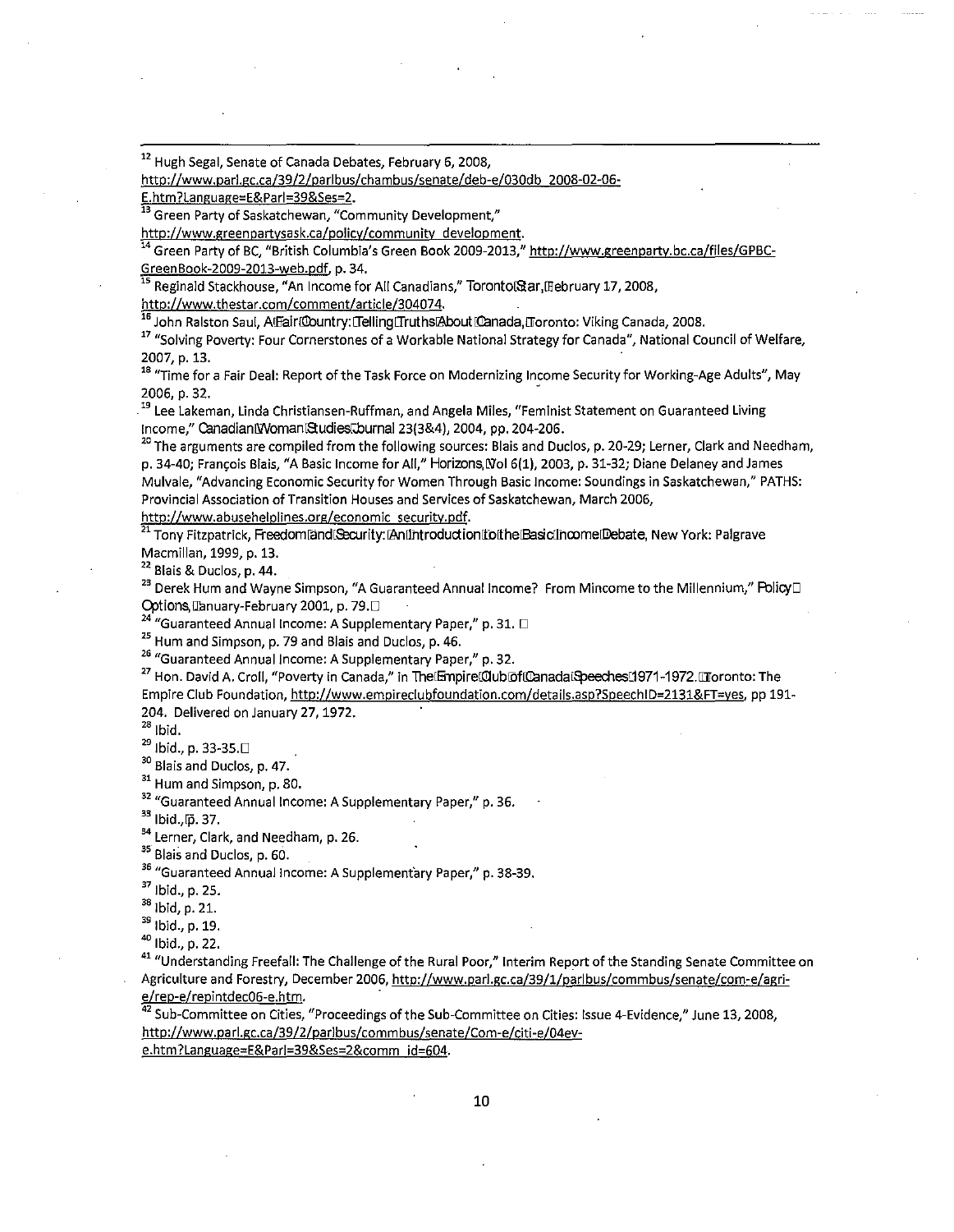[12] Hugh Segal, Senate of Canada Debates, February 6, 2008, http://www.parl.gc.ca/39/2/parlbus/chambus/senate/deb-e/030db_2008-02-06-E.htm?Language=E&Parl=39&Ses=2.

[13] Green Party of Saskatchewan, "Community Development," http://www.greenpartysask.ca/policy/community_development.

[14] Green Party of BC, "British Columbia's Green Book 2009-2013," http://www.greenparty.bc.ca/files/GPBC-GreenBook-2009-2013-web.pdf, p. 34.

[15] Reginald Stackhouse, "An Income for All Canadians," *Toronto Star*, February 17, 2008, http://www.thestar.com/comment/article/304074.

[16] John Ralston Saul, *A Fair Country: Telling Truths About Canada*, Toronto: Viking Canada, 2008.

[17] "Solving Poverty: Four Cornerstones of a Workable National Strategy for Canada", National Council of Welfare, 2007, p. 13.

[18] "Time for a Fair Deal: Report of the Task Force on Modernizing Income Security for Working-Age Adults", May 2006, p. 32.

[19] Lee Lakeman, Linda Christiansen-Ruffman, and Angela Miles, "Feminist Statement on Guaranteed Living Income," *Canadian Woman Studies Journal* 23(3&4), 2004, pp. 204-206.

[20] The arguments are compiled from the following sources: Blais and Duclos, p. 20-29; Lerner, Clark and Needham, p. 34-40; François Blais, "A Basic Income for All," *Horizons*, Vol 6(1), 2003, p. 31-32; Diane Delaney and James Mulvale, "Advancing Economic Security for Women Through Basic Income: Soundings in Saskatchewan," PATHS: Provincial Association of Transition Houses and Services of Saskatchewan, March 2006, http://www.abusehelplines.org/economic_security.pdf.

[21] Tony Fitzpatrick, *Freedom and Security: An Introduction to the Basic Income Debate*, New York: Palgrave Macmillan, 1999, p. 13.

[22] Blais & Duclos, p. 44.

[23] Derek Hum and Wayne Simpson, "A Guaranteed Annual Income? From Mincome to the Millennium," *Policy Options*, January-February 2001, p. 79.

[24] "Guaranteed Annual Income: A Supplementary Paper," p. 31.

[25] Hum and Simpson, p. 79 and Blais and Duclos, p. 46.

[26] "Guaranteed Annual Income: A Supplementary Paper," p. 32.

[27] Hon. David A. Croll, "Poverty in Canada," in *The Empire Club of Canada Speeches 1971-1972*. Toronto: The Empire Club Foundation, http://www.empireclubfoundation.com/details.asp?SpeechID=2131&FT=yes, pp 191-204. Delivered on January 27, 1972.

[28] Ibid.

[29] Ibid., p. 33-35.

[30] Blais and Duclos, p. 47.

[31] Hum and Simpson, p. 80.

[32] "Guaranteed Annual Income: A Supplementary Paper," p. 36.

[33] Ibid., p. 37.

[34] Lerner, Clark, and Needham, p. 26.

[35] Blais and Duclos, p. 60.

[36] "Guaranteed Annual Income: A Supplementary Paper," p. 38-39.

[37] Ibid., p. 25.

[38] Ibid, p. 21.

[39] Ibid., p. 19.

[40] Ibid., p. 22.

[41] "Understanding Freefall: The Challenge of the Rural Poor," Interim Report of the Standing Senate Committee on Agriculture and Forestry, December 2006, http://www.parl.gc.ca/39/1/parlbus/commbus/senate/com-e/agri-e/rep-e/repintdec06-e.htm.

[42] Sub-Committee on Cities, "Proceedings of the Sub-Committee on Cities: Issue 4-Evidence," June 13, 2008, http://www.parl.gc.ca/39/2/parlbus/commbus/senate/Com-e/citi-e/04ev-e.htm?Language=E&Parl=39&Ses=2&comm_id=604.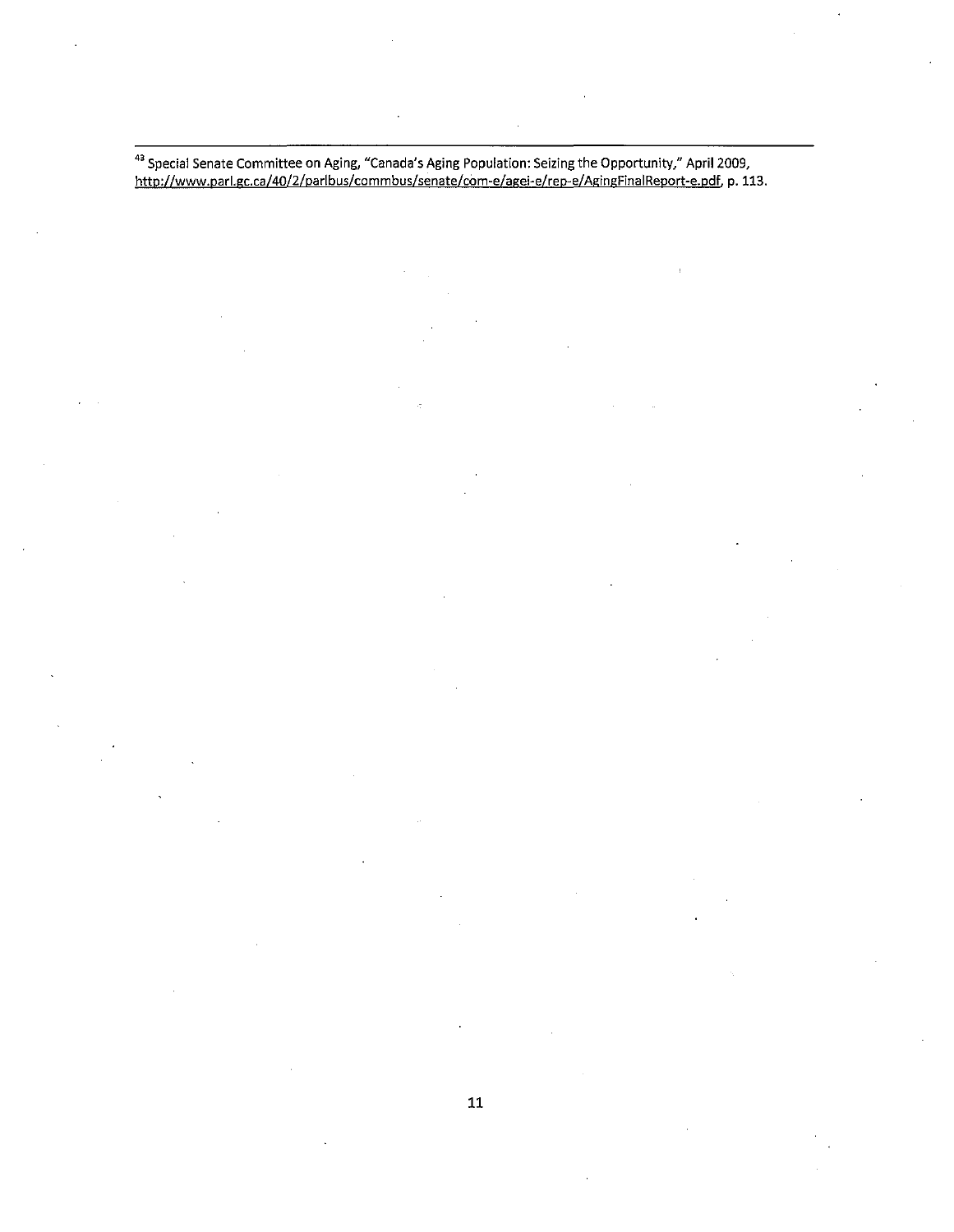[43] Special Senate Committee on Aging, "Canada's Aging Population: Seizing the Opportunity," April 2009, http://www.parl.gc.ca/40/2/parlbus/commbus/senate/com-e/agei-e/rep-e/AgingFinalReport-e.pdf, p. 113.